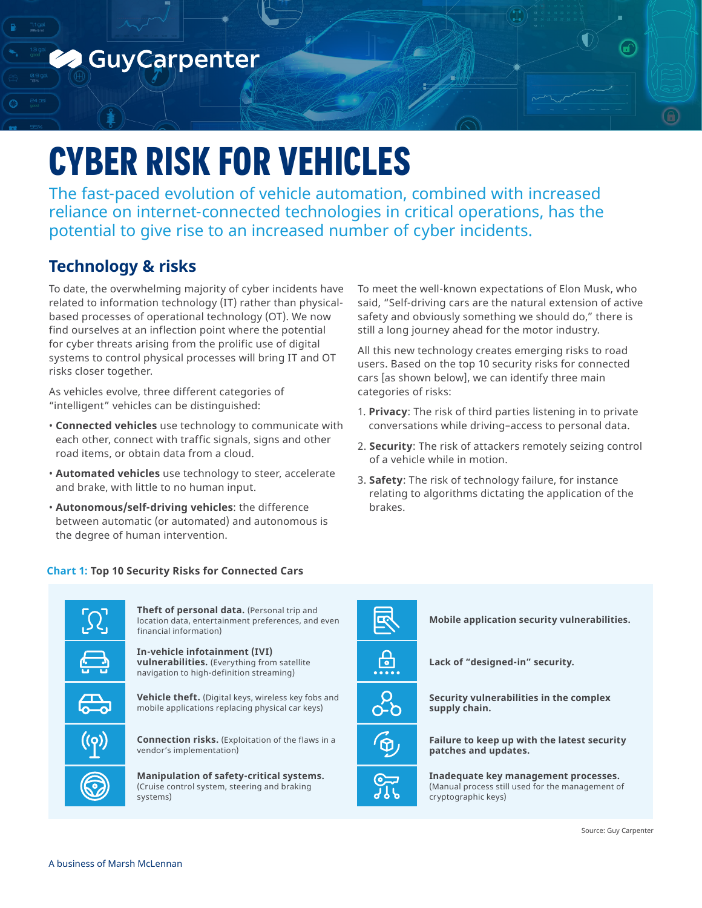# CYBER RISK FOR VEHICLES

The fast-paced evolution of vehicle automation, combined with increased reliance on internet-connected technologies in critical operations, has the potential to give rise to an increased number of cyber incidents.

## Technology & risks

To date, the overwhelming majority of cyber incidents have related to information technology (IT) rather than physical-based processes of operational technology (OT). We now find ourselves at an inflection point where the potential for cyber threats arising from the prolific use of digital systems to control physical processes will bring IT and OT risks closer together.

As vehicles evolve, three different categories of "intelligent" vehicles can be distinguished:

- **Connected vehicles** use technology to communicate with each other, connect with traffic signals, signs and other road items, or obtain data from a cloud.
- **Automated vehicles** use technology to steer, accelerate and brake, with little to no human input.
- **Autonomous/self-driving vehicles**: the difference between automatic (or automated) and autonomous is the degree of human intervention.

To meet the well-known expectations of Elon Musk, who said, "Self-driving cars are the natural extension of active safety and obviously something we should do," there is still a long journey ahead for the motor industry.

All this new technology creates emerging risks to road users. Based on the top 10 security risks for connected cars [as shown below], we can identify three main categories of risks:

1. **Privacy**: The risk of third parties listening in to private conversations while driving–access to personal data.
2. **Security**: The risk of attackers remotely seizing control of a vehicle while in motion.
3. **Safety**: The risk of technology failure, for instance relating to algorithms dictating the application of the brakes.

**Chart 1: Top 10 Security Risks for Connected Cars**

- **Theft of personal data.** (Personal trip and location data, entertainment preferences, and even financial information)
- **In-vehicle infotainment (IVI) vulnerabilities.** (Everything from satellite navigation to high-definition streaming)
- **Vehicle theft.** (Digital keys, wireless key fobs and mobile applications replacing physical car keys)
- **Connection risks.** (Exploitation of the flaws in a vendor's implementation)
- **Manipulation of safety-critical systems.** (Cruise control system, steering and braking systems)
- **Mobile application security vulnerabilities.**
- **Lack of "designed-in" security.**
- **Security vulnerabilities in the complex supply chain.**
- **Failure to keep up with the latest security patches and updates.**
- **Inadequate key management processes.** (Manual process still used for the management of cryptographic keys)

Source: Guy Carpenter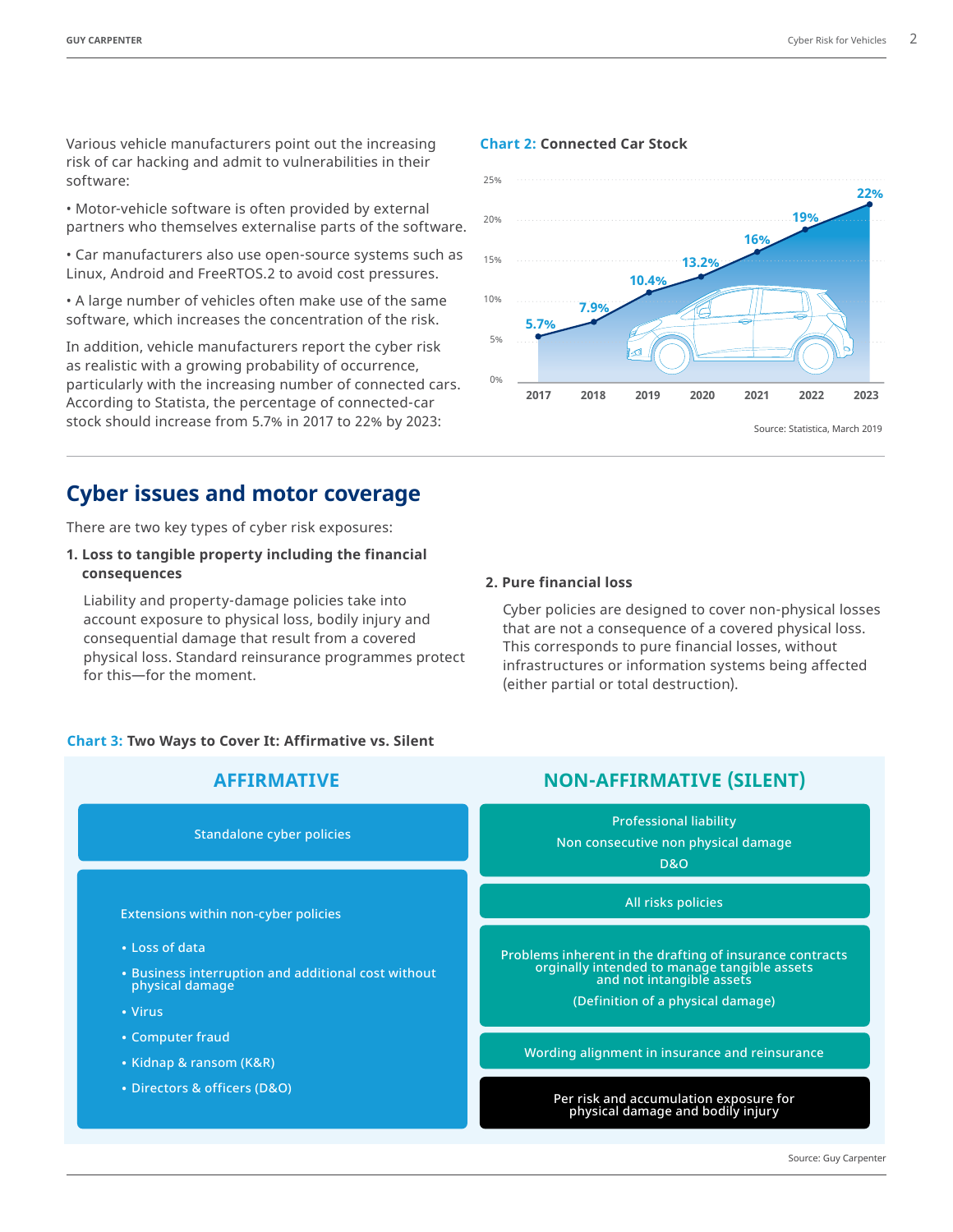Various vehicle manufacturers point out the increasing risk of car hacking and admit to vulnerabilities in their software:

- Motor-vehicle software is often provided by external partners who themselves externalise parts of the software.
- Car manufacturers also use open-source systems such as Linux, Android and FreeRTOS.2 to avoid cost pressures.
- A large number of vehicles often make use of the same software, which increases the concentration of the risk.

In addition, vehicle manufacturers report the cyber risk as realistic with a growing probability of occurrence, particularly with the increasing number of connected cars. According to Statista, the percentage of connected-car stock should increase from 5.7% in 2017 to 22% by 2023:

**Chart 2: Connected Car Stock**

| Year | Connected car stock |
|---|---|
| 2017 | 5.7% |
| 2018 | 7.9% |
| 2019 | 10.4% |
| 2020 | 13.2% |
| 2021 | 16% |
| 2022 | 19% |
| 2023 | 22% |

Source: Statistica, March 2019

## Cyber issues and motor coverage

There are two key types of cyber risk exposures:

**1. Loss to tangible property including the financial consequences**

Liability and property-damage policies take into account exposure to physical loss, bodily injury and consequential damage that result from a covered physical loss. Standard reinsurance programmes protect for this—for the moment.

**2. Pure financial loss**

Cyber policies are designed to cover non-physical losses that are not a consequence of a covered physical loss. This corresponds to pure financial losses, without infrastructures or information systems being affected (either partial or total destruction).

**Chart 3: Two Ways to Cover It: Affirmative vs. Silent**

**AFFIRMATIVE**

- Standalone cyber policies
- Extensions within non-cyber policies
  - Loss of data
  - Business interruption and additional cost without physical damage
  - Virus
  - Computer fraud
  - Kidnap & ransom (K&R)
  - Directors & officers (D&O)

**NON-AFFIRMATIVE (SILENT)**

- Professional liability; Non consecutive non physical damage; D&O
- All risks policies
- Problems inherent in the drafting of insurance contracts orginally intended to manage tangible assets and not intangible assets (Definition of a physical damage)
- Wording alignment in insurance and reinsurance
- Per risk and accumulation exposure for physical damage and bodily injury

Source: Guy Carpenter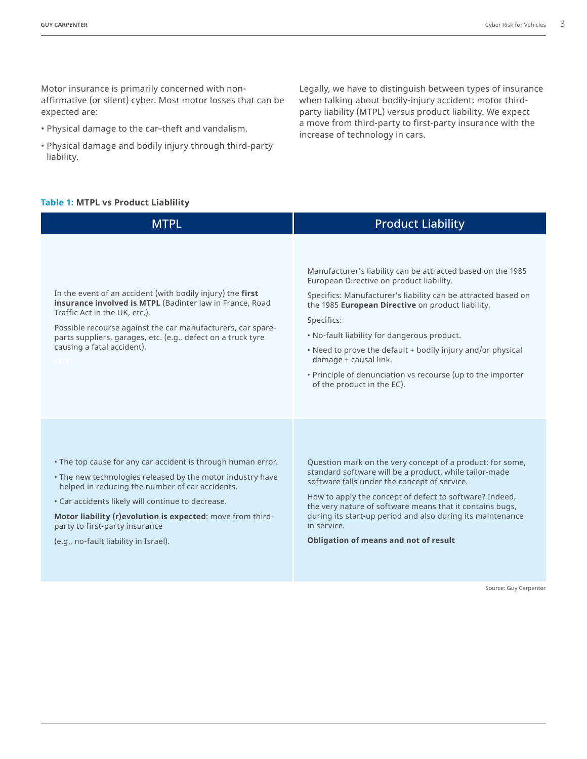Motor insurance is primarily concerned with non-affirmative (or silent) cyber. Most motor losses that can be expected are:

- Physical damage to the car–theft and vandalism.
- Physical damage and bodily injury through third-party liability.

Legally, we have to distinguish between types of insurance when talking about bodily-injury accident: motor third-party liability (MTPL) versus product liability. We expect a move from third-party to first-party insurance with the increase of technology in cars.

**Table 1: MTPL vs Product Liablility**

| MTPL | Product Liability |
|---|---|
| In the event of an accident (with bodily injury) the **first insurance involved is MTPL** (Badinter law in France, Road Traffic Act in the UK, etc.).<br><br>Possible recourse against the car manufacturers, car spare-parts suppliers, garages, etc. (e.g., defect on a truck tyre causing a fatal accident).<br><br>MTPL | Manufacturer's liability can be attracted based on the 1985 European Directive on product liability.<br><br>Specifics: Manufacturer's liability can be attracted based on the 1985 **European Directive** on product liability.<br><br>Specifics:<br><br>• No-fault liability for dangerous product.<br><br>• Need to prove the default + bodily injury and/or physical damage + causal link.<br><br>• Principle of denunciation vs recourse (up to the importer of the product in the EC). |
| • The top cause for any car accident is through human error.<br><br>• The new technologies released by the motor industry have helped in reducing the number of car accidents.<br><br>• Car accidents likely will continue to decrease.<br><br>**Motor liability (r)evolution is expected**: move from third-party to first-party insurance<br><br>(e.g., no-fault liability in Israel). | Question mark on the very concept of a product: for some, standard software will be a product, while tailor-made software falls under the concept of service.<br><br>How to apply the concept of defect to software? Indeed, the very nature of software means that it contains bugs, during its start-up period and also during its maintenance in service.<br><br>**Obligation of means and not of result** |

Source: Guy Carpenter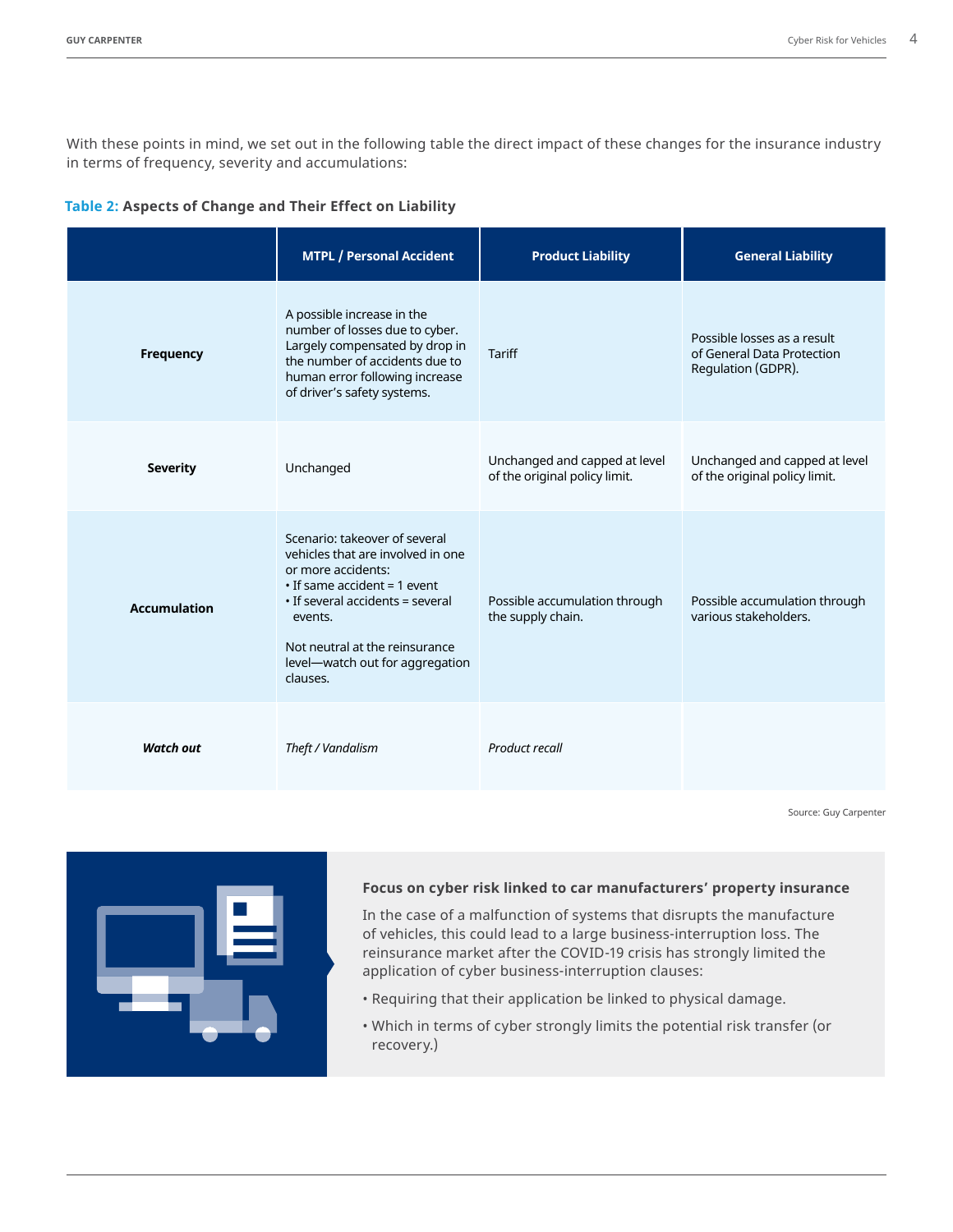With these points in mind, we set out in the following table the direct impact of these changes for the insurance industry in terms of frequency, severity and accumulations:

**Table 2: Aspects of Change and Their Effect on Liability**

| | MTPL / Personal Accident | Product Liability | General Liability |
|---|---|---|---|
| **Frequency** | A possible increase in the number of losses due to cyber. Largely compensated by drop in the number of accidents due to human error following increase of driver's safety systems. | Tariff | Possible losses as a result of General Data Protection Regulation (GDPR). |
| **Severity** | Unchanged | Unchanged and capped at level of the original policy limit. | Unchanged and capped at level of the original policy limit. |
| **Accumulation** | Scenario: takeover of several vehicles that are involved in one or more accidents:<br>• If same accident = 1 event<br>• If several accidents = several events.<br><br>Not neutral at the reinsurance level—watch out for aggregation clauses. | Possible accumulation through the supply chain. | Possible accumulation through various stakeholders. |
| ***Watch out*** | *Theft / Vandalism* | *Product recall* | |

Source: Guy Carpenter

**Focus on cyber risk linked to car manufacturers' property insurance**

In the case of a malfunction of systems that disrupts the manufacture of vehicles, this could lead to a large business-interruption loss. The reinsurance market after the COVID-19 crisis has strongly limited the application of cyber business-interruption clauses:

- Requiring that their application be linked to physical damage.
- Which in terms of cyber strongly limits the potential risk transfer (or recovery.)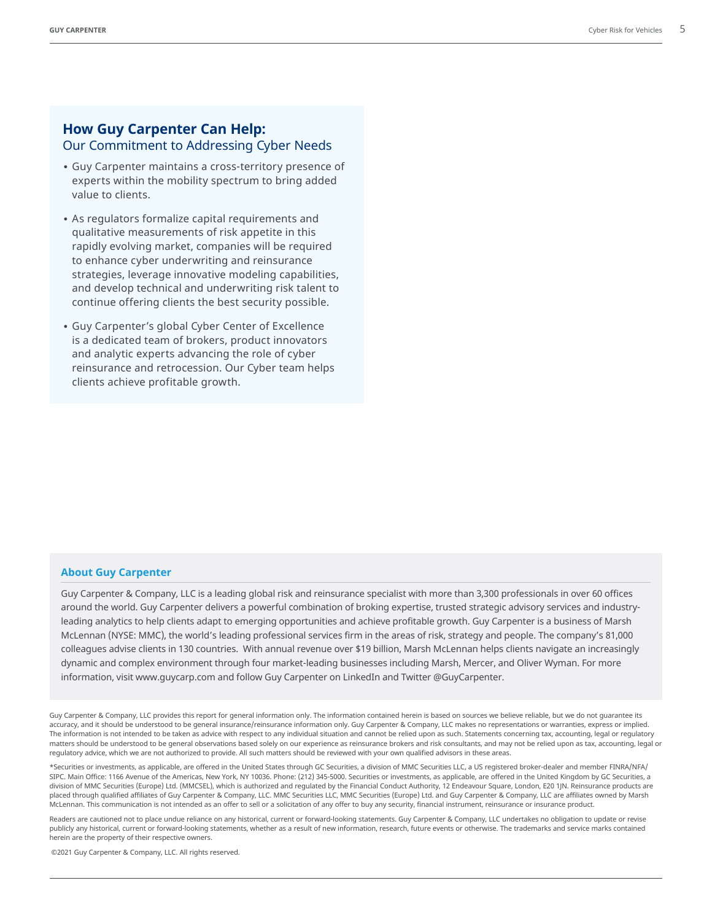## How Guy Carpenter Can Help:

### Our Commitment to Addressing Cyber Needs

- Guy Carpenter maintains a cross-territory presence of experts within the mobility spectrum to bring added value to clients.
- As regulators formalize capital requirements and qualitative measurements of risk appetite in this rapidly evolving market, companies will be required to enhance cyber underwriting and reinsurance strategies, leverage innovative modeling capabilities, and develop technical and underwriting risk talent to continue offering clients the best security possible.
- Guy Carpenter's global Cyber Center of Excellence is a dedicated team of brokers, product innovators and analytic experts advancing the role of cyber reinsurance and retrocession. Our Cyber team helps clients achieve profitable growth.

### About Guy Carpenter

Guy Carpenter & Company, LLC is a leading global risk and reinsurance specialist with more than 3,300 professionals in over 60 offices around the world. Guy Carpenter delivers a powerful combination of broking expertise, trusted strategic advisory services and industry-leading analytics to help clients adapt to emerging opportunities and achieve profitable growth. Guy Carpenter is a business of Marsh McLennan (NYSE: MMC), the world's leading professional services firm in the areas of risk, strategy and people. The company's 81,000 colleagues advise clients in 130 countries. With annual revenue over $19 billion, Marsh McLennan helps clients navigate an increasingly dynamic and complex environment through four market-leading businesses including Marsh, Mercer, and Oliver Wyman. For more information, visit www.guycarp.com and follow Guy Carpenter on LinkedIn and Twitter @GuyCarpenter.

Guy Carpenter & Company, LLC provides this report for general information only. The information contained herein is based on sources we believe reliable, but we do not guarantee its accuracy, and it should be understood to be general insurance/reinsurance information only. Guy Carpenter & Company, LLC makes no representations or warranties, express or implied. The information is not intended to be taken as advice with respect to any individual situation and cannot be relied upon as such. Statements concerning tax, accounting, legal or regulatory matters should be understood to be general observations based solely on our experience as reinsurance brokers and risk consultants, and may not be relied upon as tax, accounting, legal or regulatory advice, which we are not authorized to provide. All such matters should be reviewed with your own qualified advisors in these areas.

*Securities or investments, as applicable, are offered in the United States through GC Securities, a division of MMC Securities LLC, a US registered broker-dealer and member FINRA/NFA/SIPC. Main Office: 1166 Avenue of the Americas, New York, NY 10036. Phone: (212) 345-5000. Securities or investments, as applicable, are offered in the United Kingdom by GC Securities, a division of MMC Securities (Europe) Ltd. (MMCSEL), which is authorized and regulated by the Financial Conduct Authority, 12 Endeavour Square, London, E20 1JN. Reinsurance products are placed through qualified affiliates of Guy Carpenter & Company, LLC. MMC Securities LLC, MMC Securities (Europe) Ltd. and Guy Carpenter & Company, LLC are affiliates owned by Marsh McLennan. This communication is not intended as an offer to sell or a solicitation of any offer to buy any security, financial instrument, reinsurance or insurance product.

Readers are cautioned not to place undue reliance on any historical, current or forward-looking statements. Guy Carpenter & Company, LLC undertakes no obligation to update or revise publicly any historical, current or forward-looking statements, whether as a result of new information, research, future events or otherwise. The trademarks and service marks contained herein are the property of their respective owners.

©2021 Guy Carpenter & Company, LLC. All rights reserved.